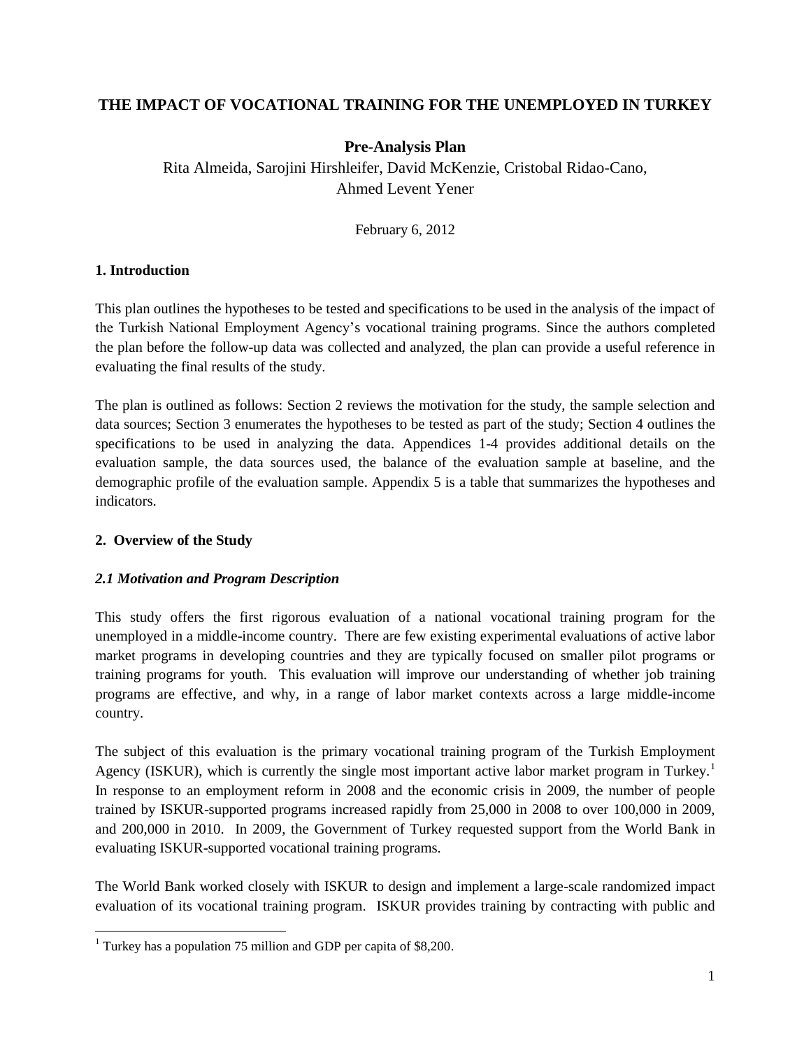# THE IMPACT OF VOCATIONAL TRAINING FOR THE UNEMPLOYED IN TURKEY

**Pre-Analysis Plan**

Rita Almeida, Sarojini Hirshleifer, David McKenzie, Cristobal Ridao-Cano, Ahmed Levent Yener

February 6, 2012

## 1. Introduction

This plan outlines the hypotheses to be tested and specifications to be used in the analysis of the impact of the Turkish National Employment Agency's vocational training programs. Since the authors completed the plan before the follow-up data was collected and analyzed, the plan can provide a useful reference in evaluating the final results of the study.

The plan is outlined as follows: Section 2 reviews the motivation for the study, the sample selection and data sources; Section 3 enumerates the hypotheses to be tested as part of the study; Section 4 outlines the specifications to be used in analyzing the data. Appendices 1-4 provides additional details on the evaluation sample, the data sources used, the balance of the evaluation sample at baseline, and the demographic profile of the evaluation sample. Appendix 5 is a table that summarizes the hypotheses and indicators.

## 2. Overview of the Study

### *2.1 Motivation and Program Description*

This study offers the first rigorous evaluation of a national vocational training program for the unemployed in a middle-income country. There are few existing experimental evaluations of active labor market programs in developing countries and they are typically focused on smaller pilot programs or training programs for youth. This evaluation will improve our understanding of whether job training programs are effective, and why, in a range of labor market contexts across a large middle-income country.

The subject of this evaluation is the primary vocational training program of the Turkish Employment Agency (ISKUR), which is currently the single most important active labor market program in Turkey.[1] In response to an employment reform in 2008 and the economic crisis in 2009, the number of people trained by ISKUR-supported programs increased rapidly from 25,000 in 2008 to over 100,000 in 2009, and 200,000 in 2010. In 2009, the Government of Turkey requested support from the World Bank in evaluating ISKUR-supported vocational training programs.

The World Bank worked closely with ISKUR to design and implement a large-scale randomized impact evaluation of its vocational training program. ISKUR provides training by contracting with public and

[1] Turkey has a population 75 million and GDP per capita of $8,200.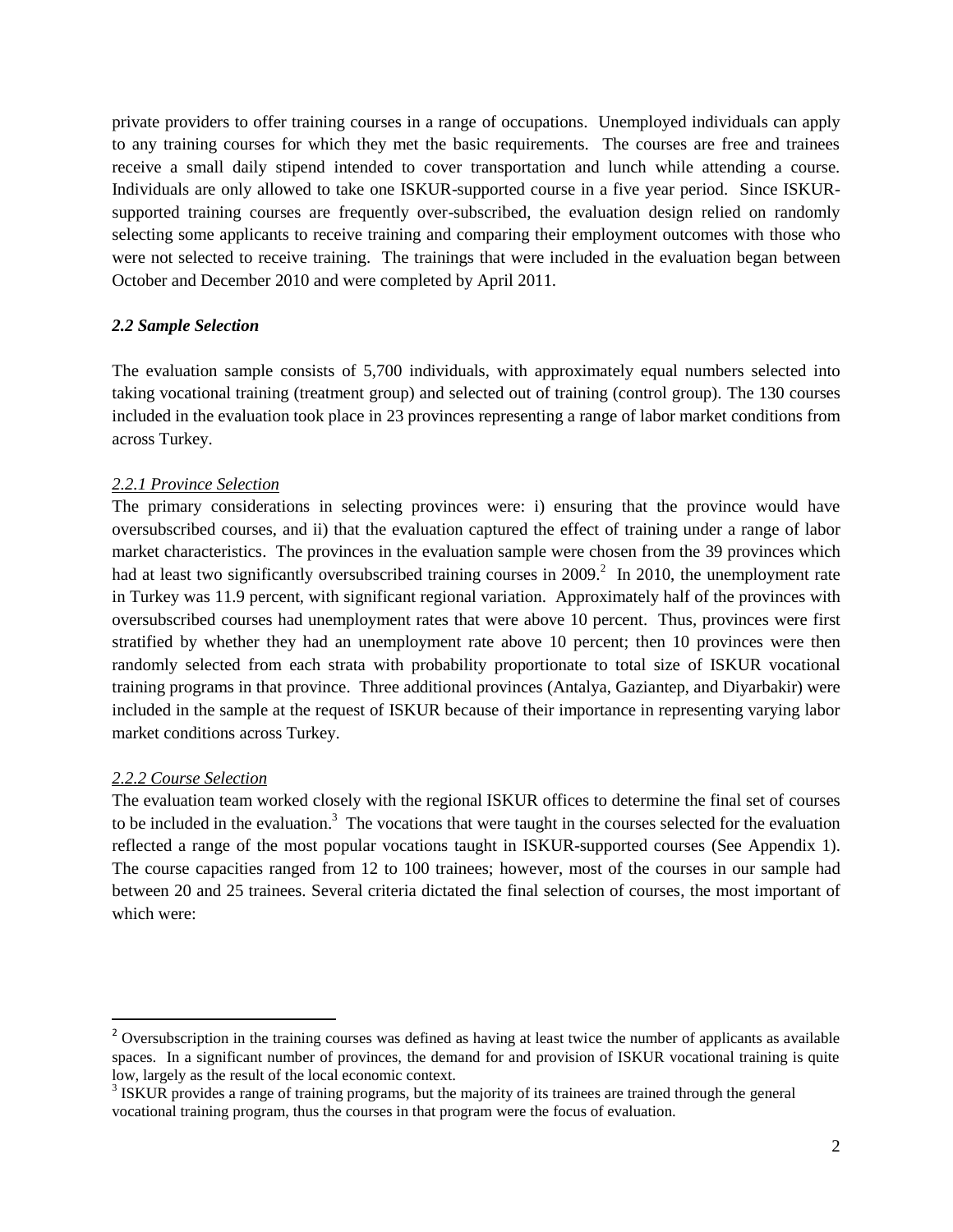private providers to offer training courses in a range of occupations. Unemployed individuals can apply to any training courses for which they met the basic requirements. The courses are free and trainees receive a small daily stipend intended to cover transportation and lunch while attending a course. Individuals are only allowed to take one ISKUR-supported course in a five year period. Since ISKUR-supported training courses are frequently over-subscribed, the evaluation design relied on randomly selecting some applicants to receive training and comparing their employment outcomes with those who were not selected to receive training. The trainings that were included in the evaluation began between October and December 2010 and were completed by April 2011.

### *2.2 Sample Selection*

The evaluation sample consists of 5,700 individuals, with approximately equal numbers selected into taking vocational training (treatment group) and selected out of training (control group). The 130 courses included in the evaluation took place in 23 provinces representing a range of labor market conditions from across Turkey.

#### 2.2.1 Province Selection

The primary considerations in selecting provinces were: i) ensuring that the province would have oversubscribed courses, and ii) that the evaluation captured the effect of training under a range of labor market characteristics. The provinces in the evaluation sample were chosen from the 39 provinces which had at least two significantly oversubscribed training courses in 2009.[2] In 2010, the unemployment rate in Turkey was 11.9 percent, with significant regional variation. Approximately half of the provinces with oversubscribed courses had unemployment rates that were above 10 percent. Thus, provinces were first stratified by whether they had an unemployment rate above 10 percent; then 10 provinces were then randomly selected from each strata with probability proportionate to total size of ISKUR vocational training programs in that province. Three additional provinces (Antalya, Gaziantep, and Diyarbakir) were included in the sample at the request of ISKUR because of their importance in representing varying labor market conditions across Turkey.

#### 2.2.2 Course Selection

The evaluation team worked closely with the regional ISKUR offices to determine the final set of courses to be included in the evaluation.[3] The vocations that were taught in the courses selected for the evaluation reflected a range of the most popular vocations taught in ISKUR-supported courses (See Appendix 1). The course capacities ranged from 12 to 100 trainees; however, most of the courses in our sample had between 20 and 25 trainees. Several criteria dictated the final selection of courses, the most important of which were:

---

[2] Oversubscription in the training courses was defined as having at least twice the number of applicants as available spaces. In a significant number of provinces, the demand for and provision of ISKUR vocational training is quite low, largely as the result of the local economic context.

[3] ISKUR provides a range of training programs, but the majority of its trainees are trained through the general vocational training program, thus the courses in that program were the focus of evaluation.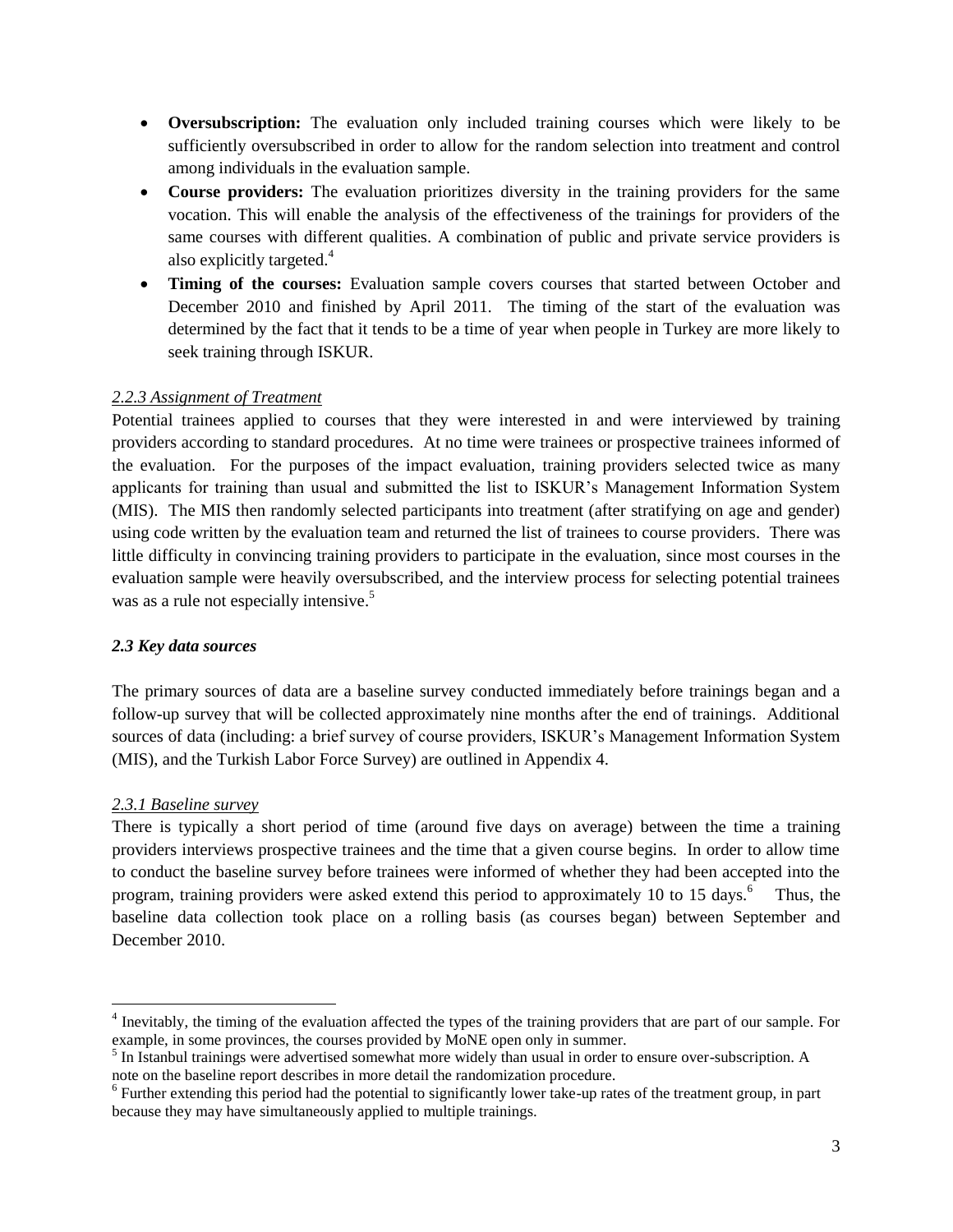- **Oversubscription:** The evaluation only included training courses which were likely to be sufficiently oversubscribed in order to allow for the random selection into treatment and control among individuals in the evaluation sample.
- **Course providers:** The evaluation prioritizes diversity in the training providers for the same vocation. This will enable the analysis of the effectiveness of the trainings for providers of the same courses with different qualities. A combination of public and private service providers is also explicitly targeted.[4]
- **Timing of the courses:** Evaluation sample covers courses that started between October and December 2010 and finished by April 2011. The timing of the start of the evaluation was determined by the fact that it tends to be a time of year when people in Turkey are more likely to seek training through ISKUR.

*2.2.3 Assignment of Treatment*

Potential trainees applied to courses that they were interested in and were interviewed by training providers according to standard procedures. At no time were trainees or prospective trainees informed of the evaluation. For the purposes of the impact evaluation, training providers selected twice as many applicants for training than usual and submitted the list to ISKUR's Management Information System (MIS). The MIS then randomly selected participants into treatment (after stratifying on age and gender) using code written by the evaluation team and returned the list of trainees to course providers. There was little difficulty in convincing training providers to participate in the evaluation, since most courses in the evaluation sample were heavily oversubscribed, and the interview process for selecting potential trainees was as a rule not especially intensive.[5]

### *2.3 Key data sources*

The primary sources of data are a baseline survey conducted immediately before trainings began and a follow-up survey that will be collected approximately nine months after the end of trainings. Additional sources of data (including: a brief survey of course providers, ISKUR's Management Information System (MIS), and the Turkish Labor Force Survey) are outlined in Appendix 4.

*2.3.1 Baseline survey*

There is typically a short period of time (around five days on average) between the time a training providers interviews prospective trainees and the time that a given course begins. In order to allow time to conduct the baseline survey before trainees were informed of whether they had been accepted into the program, training providers were asked extend this period to approximately 10 to 15 days.[6] Thus, the baseline data collection took place on a rolling basis (as courses began) between September and December 2010.

---

[4] Inevitably, the timing of the evaluation affected the types of the training providers that are part of our sample. For example, in some provinces, the courses provided by MoNE open only in summer.

[5] In Istanbul trainings were advertised somewhat more widely than usual in order to ensure over-subscription. A note on the baseline report describes in more detail the randomization procedure.

[6] Further extending this period had the potential to significantly lower take-up rates of the treatment group, in part because they may have simultaneously applied to multiple trainings.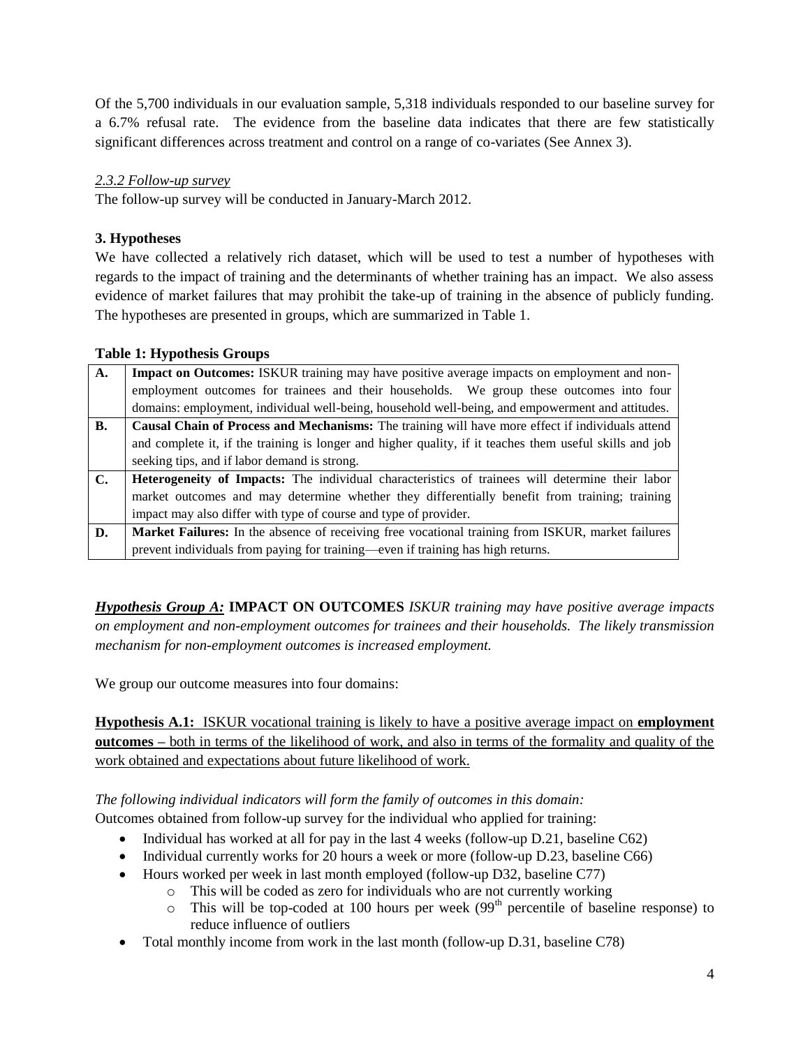Of the 5,700 individuals in our evaluation sample, 5,318 individuals responded to our baseline survey for a 6.7% refusal rate. The evidence from the baseline data indicates that there are few statistically significant differences across treatment and control on a range of co-variates (See Annex 3).

*2.3.2 Follow-up survey*

The follow-up survey will be conducted in January-March 2012.

### 3. Hypotheses

We have collected a relatively rich dataset, which will be used to test a number of hypotheses with regards to the impact of training and the determinants of whether training has an impact. We also assess evidence of market failures that may prohibit the take-up of training in the absence of publicly funding. The hypotheses are presented in groups, which are summarized in Table 1.

**Table 1: Hypothesis Groups**

| | |
|---|---|
| **A.** | **Impact on Outcomes:** ISKUR training may have positive average impacts on employment and non-employment outcomes for trainees and their households. We group these outcomes into four domains: employment, individual well-being, household well-being, and empowerment and attitudes. |
| **B.** | **Causal Chain of Process and Mechanisms:** The training will have more effect if individuals attend and complete it, if the training is longer and higher quality, if it teaches them useful skills and job seeking tips, and if labor demand is strong. |
| **C.** | **Heterogeneity of Impacts:** The individual characteristics of trainees will determine their labor market outcomes and may determine whether they differentially benefit from training; training impact may also differ with type of course and type of provider. |
| **D.** | **Market Failures:** In the absence of receiving free vocational training from ISKUR, market failures prevent individuals from paying for training—even if training has high returns. |

***Hypothesis Group A:*** **IMPACT ON OUTCOMES** *ISKUR training may have positive average impacts on employment and non-employment outcomes for trainees and their households. The likely transmission mechanism for non-employment outcomes is increased employment.*

We group our outcome measures into four domains:

**Hypothesis A.1:** ISKUR vocational training is likely to have a positive average impact on **employment outcomes** – both in terms of the likelihood of work, and also in terms of the formality and quality of the work obtained and expectations about future likelihood of work.

*The following individual indicators will form the family of outcomes in this domain:*

Outcomes obtained from follow-up survey for the individual who applied for training:

- Individual has worked at all for pay in the last 4 weeks (follow-up D.21, baseline C62)
- Individual currently works for 20 hours a week or more (follow-up D.23, baseline C66)
- Hours worked per week in last month employed (follow-up D32, baseline C77)
  - This will be coded as zero for individuals who are not currently working
  - This will be top-coded at 100 hours per week (99th percentile of baseline response) to reduce influence of outliers
- Total monthly income from work in the last month (follow-up D.31, baseline C78)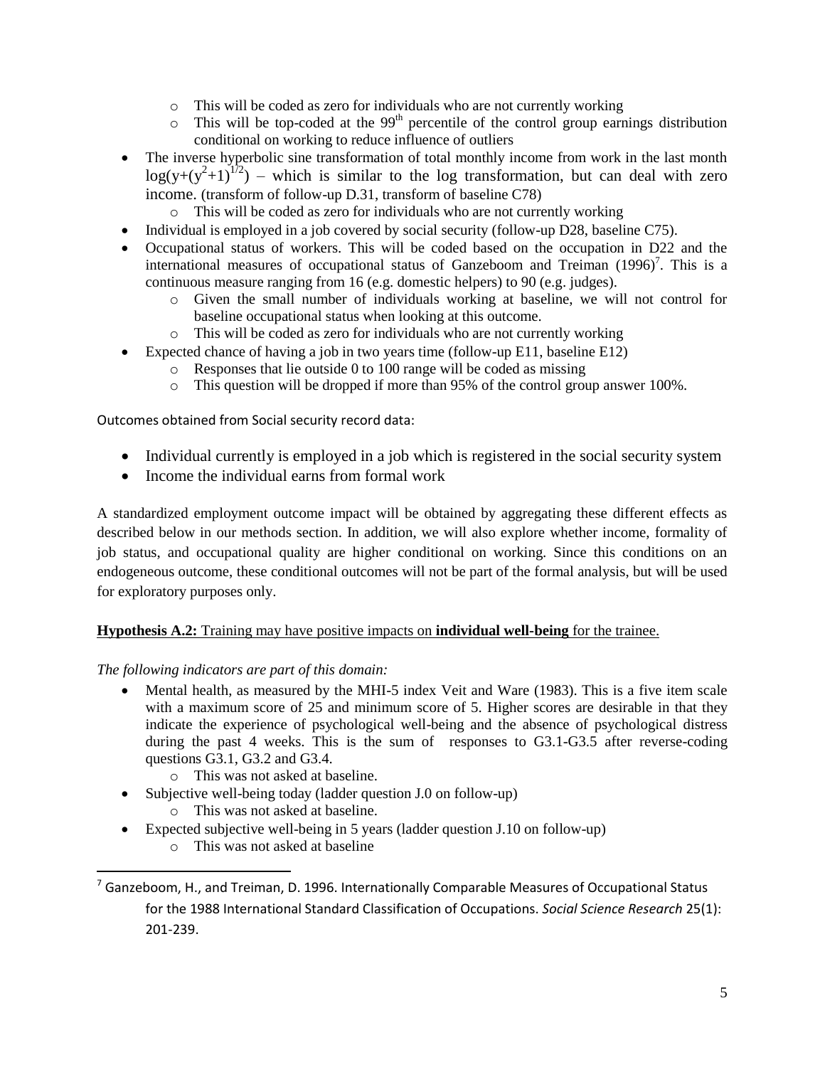- This will be coded as zero for individuals who are not currently working
  - This will be top-coded at the $99^{th}$ percentile of the control group earnings distribution conditional on working to reduce influence of outliers
- The inverse hyperbolic sine transformation of total monthly income from work in the last month $\log(y+(y^2+1)^{1/2})$ – which is similar to the log transformation, but can deal with zero income. (transform of follow-up D.31, transform of baseline C78)
  - This will be coded as zero for individuals who are not currently working
- Individual is employed in a job covered by social security (follow-up D28, baseline C75).
- Occupational status of workers. This will be coded based on the occupation in D22 and the international measures of occupational status of Ganzeboom and Treiman (1996)[7]. This is a continuous measure ranging from 16 (e.g. domestic helpers) to 90 (e.g. judges).
  - Given the small number of individuals working at baseline, we will not control for baseline occupational status when looking at this outcome.
  - This will be coded as zero for individuals who are not currently working
- Expected chance of having a job in two years time (follow-up E11, baseline E12)
  - Responses that lie outside 0 to 100 range will be coded as missing
  - This question will be dropped if more than 95% of the control group answer 100%.

Outcomes obtained from Social security record data:

- Individual currently is employed in a job which is registered in the social security system
- Income the individual earns from formal work

A standardized employment outcome impact will be obtained by aggregating these different effects as described below in our methods section. In addition, we will also explore whether income, formality of job status, and occupational quality are higher conditional on working. Since this conditions on an endogeneous outcome, these conditional outcomes will not be part of the formal analysis, but will be used for exploratory purposes only.

**Hypothesis A.2:** Training may have positive impacts on **individual well-being** for the trainee.

*The following indicators are part of this domain:*

- Mental health, as measured by the MHI-5 index Veit and Ware (1983). This is a five item scale with a maximum score of 25 and minimum score of 5. Higher scores are desirable in that they indicate the experience of psychological well-being and the absence of psychological distress during the past 4 weeks. This is the sum of responses to G3.1-G3.5 after reverse-coding questions G3.1, G3.2 and G3.4.
  - This was not asked at baseline.
- Subjective well-being today (ladder question J.0 on follow-up)
  - This was not asked at baseline.
- Expected subjective well-being in 5 years (ladder question J.10 on follow-up)
  - This was not asked at baseline

[7] Ganzeboom, H., and Treiman, D. 1996. Internationally Comparable Measures of Occupational Status for the 1988 International Standard Classification of Occupations. *Social Science Research* 25(1): 201-239.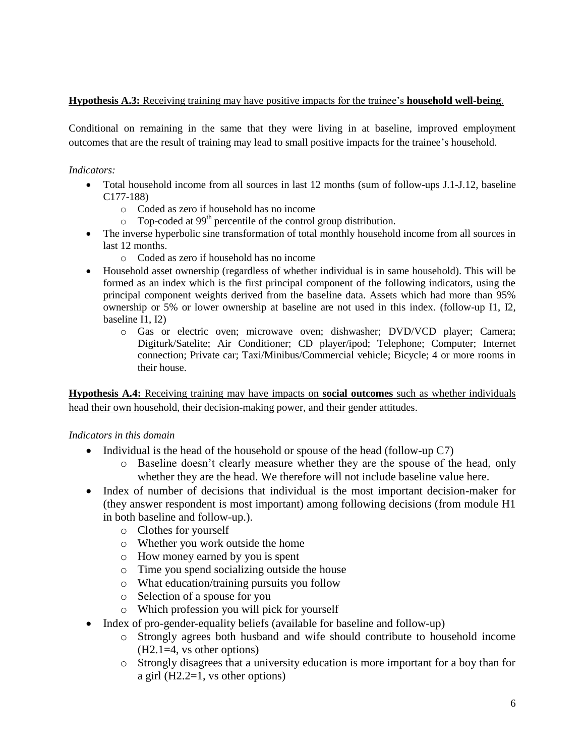**Hypothesis A.3:** <u>Receiving training may have positive impacts for the trainee's **household well-being**.</u>

Conditional on remaining in the same that they were living in at baseline, improved employment outcomes that are the result of training may lead to small positive impacts for the trainee's household.

*Indicators:*

- Total household income from all sources in last 12 months (sum of follow-ups J.1-J.12, baseline C177-188)
  - Coded as zero if household has no income
  - Top-coded at 99th percentile of the control group distribution.
- The inverse hyperbolic sine transformation of total monthly household income from all sources in last 12 months.
  - Coded as zero if household has no income
- Household asset ownership (regardless of whether individual is in same household). This will be formed as an index which is the first principal component of the following indicators, using the principal component weights derived from the baseline data. Assets which had more than 95% ownership or 5% or lower ownership at baseline are not used in this index. (follow-up I1, I2, baseline I1, I2)
  - Gas or electric oven; microwave oven; dishwasher; DVD/VCD player; Camera; Digiturk/Satelite; Air Conditioner; CD player/ipod; Telephone; Computer; Internet connection; Private car; Taxi/Minibus/Commercial vehicle; Bicycle; 4 or more rooms in their house.

**Hypothesis A.4:** <u>Receiving training may have impacts on **social outcomes** such as whether individuals head their own household, their decision-making power, and their gender attitudes.</u>

*Indicators in this domain*

- Individual is the head of the household or spouse of the head (follow-up C7)
  - Baseline doesn't clearly measure whether they are the spouse of the head, only whether they are the head. We therefore will not include baseline value here.
- Index of number of decisions that individual is the most important decision-maker for (they answer respondent is most important) among following decisions (from module H1 in both baseline and follow-up.).
  - Clothes for yourself
  - Whether you work outside the home
  - How money earned by you is spent
  - Time you spend socializing outside the house
  - What education/training pursuits you follow
  - Selection of a spouse for you
  - Which profession you will pick for yourself
- Index of pro-gender-equality beliefs (available for baseline and follow-up)
  - Strongly agrees both husband and wife should contribute to household income (H2.1=4, vs other options)
  - Strongly disagrees that a university education is more important for a boy than for a girl (H2.2=1, vs other options)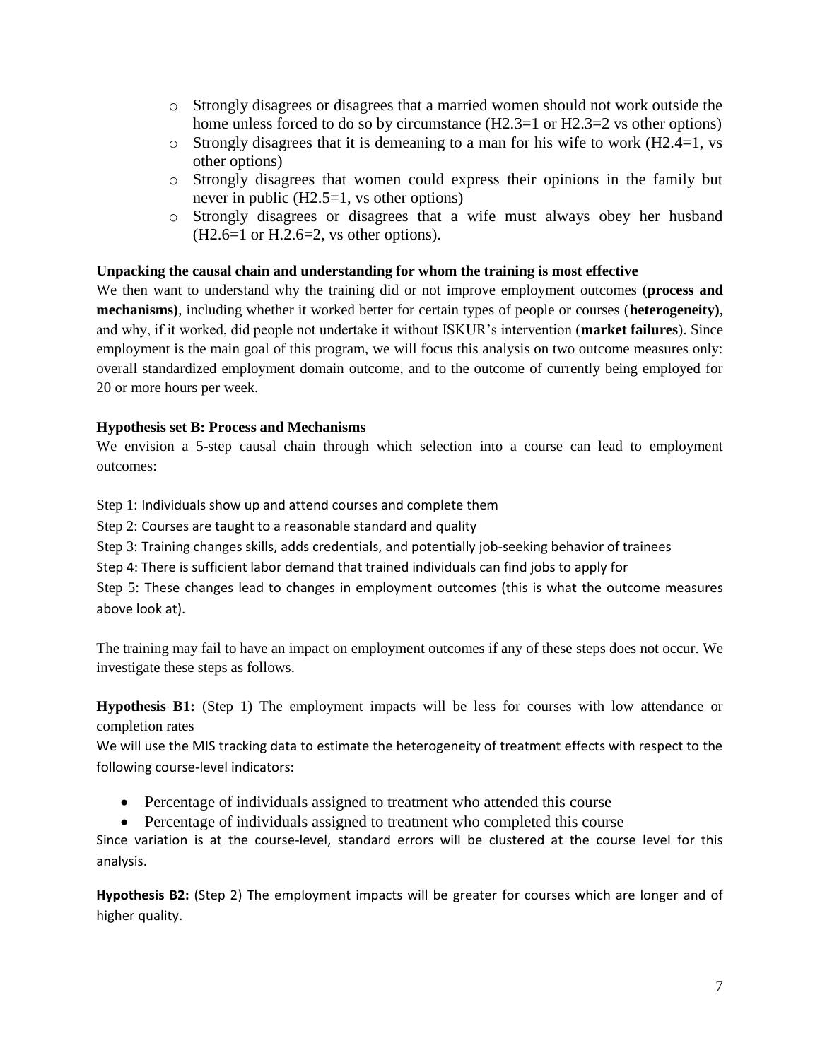- Strongly disagrees or disagrees that a married women should not work outside the home unless forced to do so by circumstance (H2.3=1 or H2.3=2 vs other options)
- Strongly disagrees that it is demeaning to a man for his wife to work (H2.4=1, vs other options)
- Strongly disagrees that women could express their opinions in the family but never in public (H2.5=1, vs other options)
- Strongly disagrees or disagrees that a wife must always obey her husband (H2.6=1 or H.2.6=2, vs other options).

**Unpacking the causal chain and understanding for whom the training is most effective**

We then want to understand why the training did or not improve employment outcomes (**process and mechanisms)**, including whether it worked better for certain types of people or courses (**heterogeneity)**, and why, if it worked, did people not undertake it without ISKUR's intervention (**market failures**). Since employment is the main goal of this program, we will focus this analysis on two outcome measures only: overall standardized employment domain outcome, and to the outcome of currently being employed for 20 or more hours per week.

**Hypothesis set B: Process and Mechanisms**

We envision a 5-step causal chain through which selection into a course can lead to employment outcomes:

Step 1: Individuals show up and attend courses and complete them

Step 2: Courses are taught to a reasonable standard and quality

Step 3: Training changes skills, adds credentials, and potentially job-seeking behavior of trainees

Step 4: There is sufficient labor demand that trained individuals can find jobs to apply for

Step 5: These changes lead to changes in employment outcomes (this is what the outcome measures above look at).

The training may fail to have an impact on employment outcomes if any of these steps does not occur. We investigate these steps as follows.

**Hypothesis B1:** (Step 1) The employment impacts will be less for courses with low attendance or completion rates

We will use the MIS tracking data to estimate the heterogeneity of treatment effects with respect to the following course-level indicators:

- Percentage of individuals assigned to treatment who attended this course
- Percentage of individuals assigned to treatment who completed this course

Since variation is at the course-level, standard errors will be clustered at the course level for this analysis.

**Hypothesis B2:** (Step 2) The employment impacts will be greater for courses which are longer and of higher quality.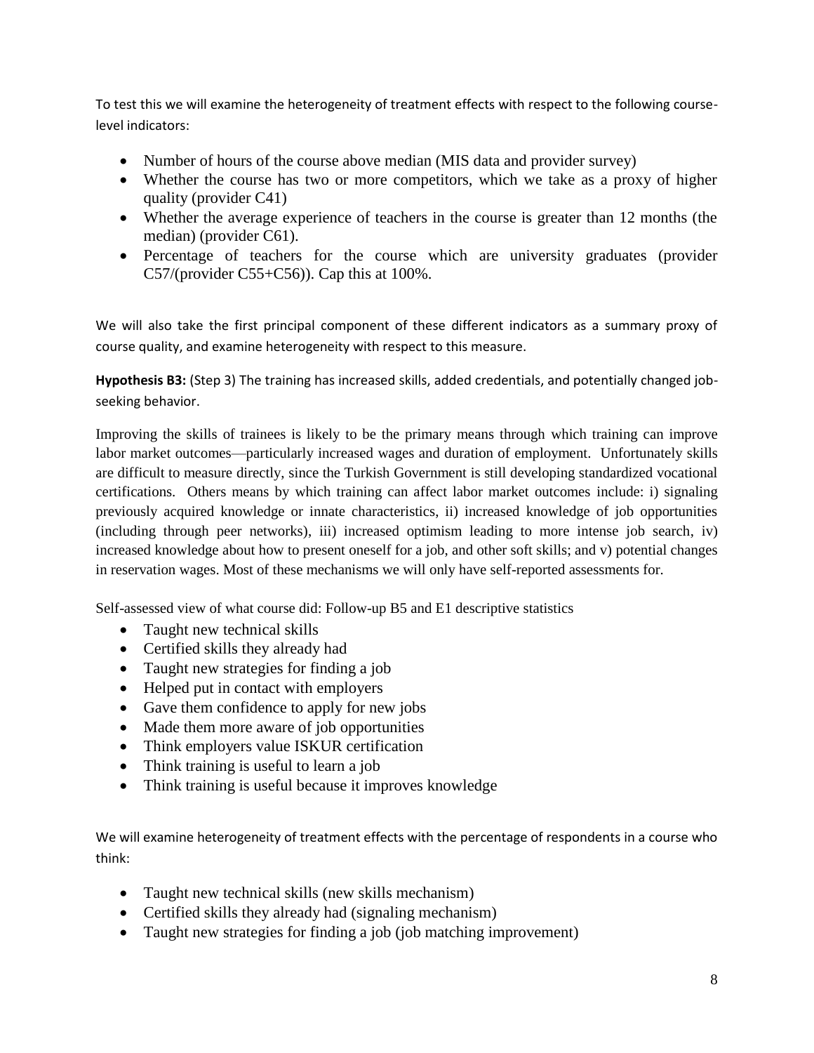To test this we will examine the heterogeneity of treatment effects with respect to the following course-level indicators:

- Number of hours of the course above median (MIS data and provider survey)
- Whether the course has two or more competitors, which we take as a proxy of higher quality (provider C41)
- Whether the average experience of teachers in the course is greater than 12 months (the median) (provider C61).
- Percentage of teachers for the course which are university graduates (provider C57/(provider C55+C56)). Cap this at 100%.

We will also take the first principal component of these different indicators as a summary proxy of course quality, and examine heterogeneity with respect to this measure.

**Hypothesis B3:** (Step 3) The training has increased skills, added credentials, and potentially changed job-seeking behavior.

Improving the skills of trainees is likely to be the primary means through which training can improve labor market outcomes—particularly increased wages and duration of employment. Unfortunately skills are difficult to measure directly, since the Turkish Government is still developing standardized vocational certifications. Others means by which training can affect labor market outcomes include: i) signaling previously acquired knowledge or innate characteristics, ii) increased knowledge of job opportunities (including through peer networks), iii) increased optimism leading to more intense job search, iv) increased knowledge about how to present oneself for a job, and other soft skills; and v) potential changes in reservation wages. Most of these mechanisms we will only have self-reported assessments for.

Self-assessed view of what course did: Follow-up B5 and E1 descriptive statistics

- Taught new technical skills
- Certified skills they already had
- Taught new strategies for finding a job
- Helped put in contact with employers
- Gave them confidence to apply for new jobs
- Made them more aware of job opportunities
- Think employers value ISKUR certification
- Think training is useful to learn a job
- Think training is useful because it improves knowledge

We will examine heterogeneity of treatment effects with the percentage of respondents in a course who think:

- Taught new technical skills (new skills mechanism)
- Certified skills they already had (signaling mechanism)
- Taught new strategies for finding a job (job matching improvement)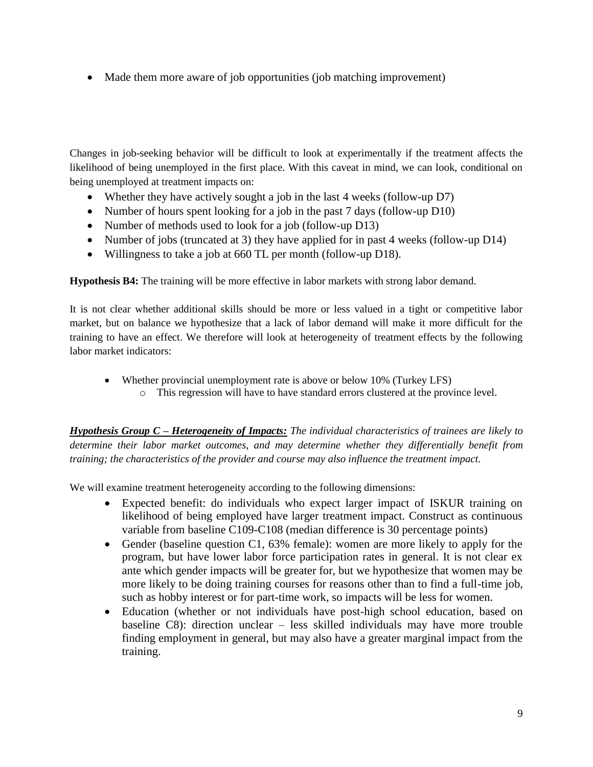- Made them more aware of job opportunities (job matching improvement)

Changes in job-seeking behavior will be difficult to look at experimentally if the treatment affects the likelihood of being unemployed in the first place. With this caveat in mind, we can look, conditional on being unemployed at treatment impacts on:

- Whether they have actively sought a job in the last 4 weeks (follow-up D7)
- Number of hours spent looking for a job in the past 7 days (follow-up D10)
- Number of methods used to look for a job (follow-up D13)
- Number of jobs (truncated at 3) they have applied for in past 4 weeks (follow-up D14)
- Willingness to take a job at 660 TL per month (follow-up D18).

**Hypothesis B4:** The training will be more effective in labor markets with strong labor demand.

It is not clear whether additional skills should be more or less valued in a tight or competitive labor market, but on balance we hypothesize that a lack of labor demand will make it more difficult for the training to have an effect. We therefore will look at heterogeneity of treatment effects by the following labor market indicators:

- Whether provincial unemployment rate is above or below 10% (Turkey LFS)
    - This regression will have to have standard errors clustered at the province level.

***<u>Hypothesis Group C – Heterogeneity of Impacts:</u>*** *The individual characteristics of trainees are likely to determine their labor market outcomes, and may determine whether they differentially benefit from training; the characteristics of the provider and course may also influence the treatment impact.*

We will examine treatment heterogeneity according to the following dimensions:

- Expected benefit: do individuals who expect larger impact of ISKUR training on likelihood of being employed have larger treatment impact. Construct as continuous variable from baseline C109-C108 (median difference is 30 percentage points)
- Gender (baseline question C1, 63% female): women are more likely to apply for the program, but have lower labor force participation rates in general. It is not clear ex ante which gender impacts will be greater for, but we hypothesize that women may be more likely to be doing training courses for reasons other than to find a full-time job, such as hobby interest or for part-time work, so impacts will be less for women.
- Education (whether or not individuals have post-high school education, based on baseline C8): direction unclear – less skilled individuals may have more trouble finding employment in general, but may also have a greater marginal impact from the training.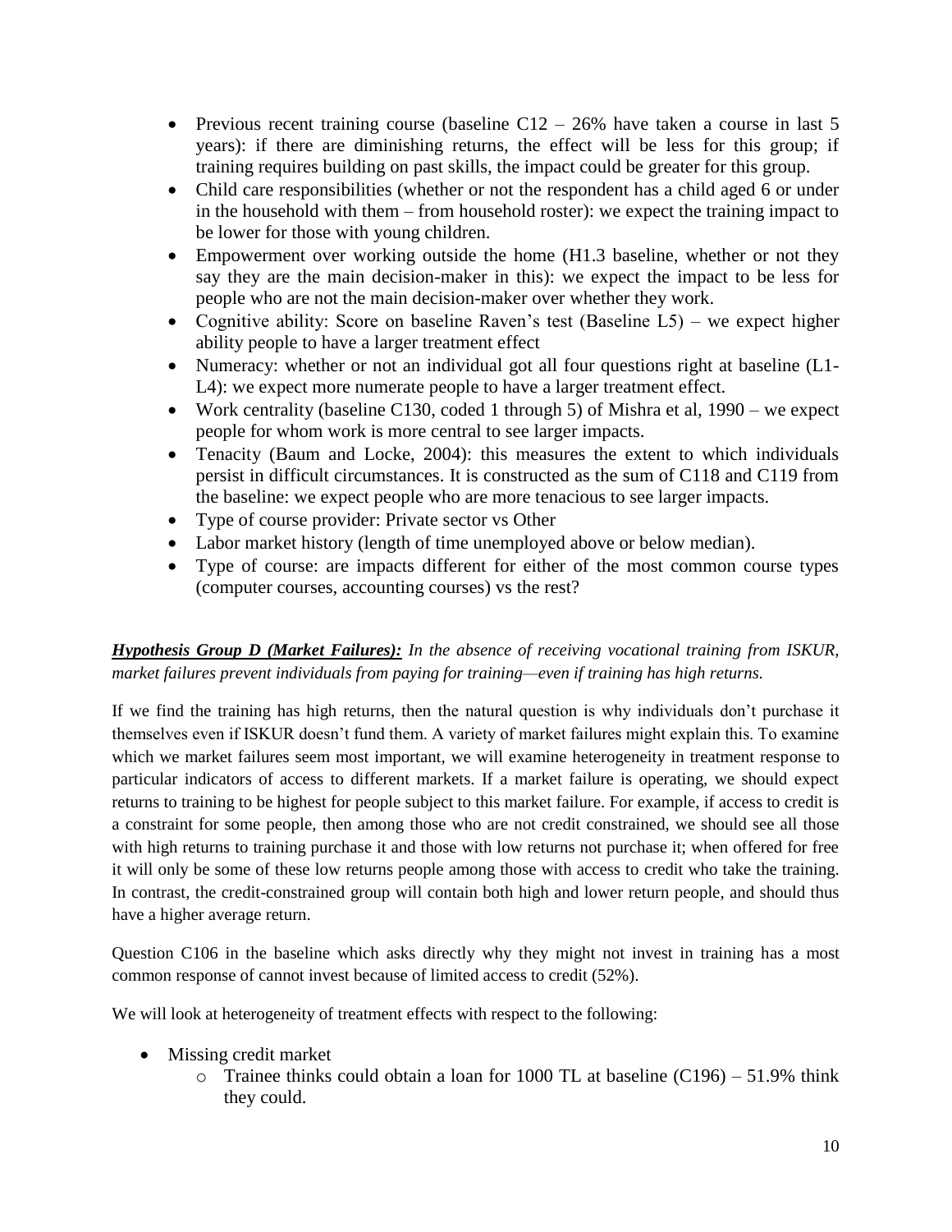- Previous recent training course (baseline C12 – 26% have taken a course in last 5 years): if there are diminishing returns, the effect will be less for this group; if training requires building on past skills, the impact could be greater for this group.
- Child care responsibilities (whether or not the respondent has a child aged 6 or under in the household with them – from household roster): we expect the training impact to be lower for those with young children.
- Empowerment over working outside the home (H1.3 baseline, whether or not they say they are the main decision-maker in this): we expect the impact to be less for people who are not the main decision-maker over whether they work.
- Cognitive ability: Score on baseline Raven's test (Baseline L5) – we expect higher ability people to have a larger treatment effect
- Numeracy: whether or not an individual got all four questions right at baseline (L1-L4): we expect more numerate people to have a larger treatment effect.
- Work centrality (baseline C130, coded 1 through 5) of Mishra et al, 1990 – we expect people for whom work is more central to see larger impacts.
- Tenacity (Baum and Locke, 2004): this measures the extent to which individuals persist in difficult circumstances. It is constructed as the sum of C118 and C119 from the baseline: we expect people who are more tenacious to see larger impacts.
- Type of course provider: Private sector vs Other
- Labor market history (length of time unemployed above or below median).
- Type of course: are impacts different for either of the most common course types (computer courses, accounting courses) vs the rest?

***<u>Hypothesis Group D (Market Failures):</u>*** *In the absence of receiving vocational training from ISKUR, market failures prevent individuals from paying for training—even if training has high returns.*

If we find the training has high returns, then the natural question is why individuals don't purchase it themselves even if ISKUR doesn't fund them. A variety of market failures might explain this. To examine which we market failures seem most important, we will examine heterogeneity in treatment response to particular indicators of access to different markets. If a market failure is operating, we should expect returns to training to be highest for people subject to this market failure. For example, if access to credit is a constraint for some people, then among those who are not credit constrained, we should see all those with high returns to training purchase it and those with low returns not purchase it; when offered for free it will only be some of these low returns people among those with access to credit who take the training. In contrast, the credit-constrained group will contain both high and lower return people, and should thus have a higher average return.

Question C106 in the baseline which asks directly why they might not invest in training has a most common response of cannot invest because of limited access to credit (52%).

We will look at heterogeneity of treatment effects with respect to the following:

- Missing credit market
  - Trainee thinks could obtain a loan for 1000 TL at baseline (C196) – 51.9% think they could.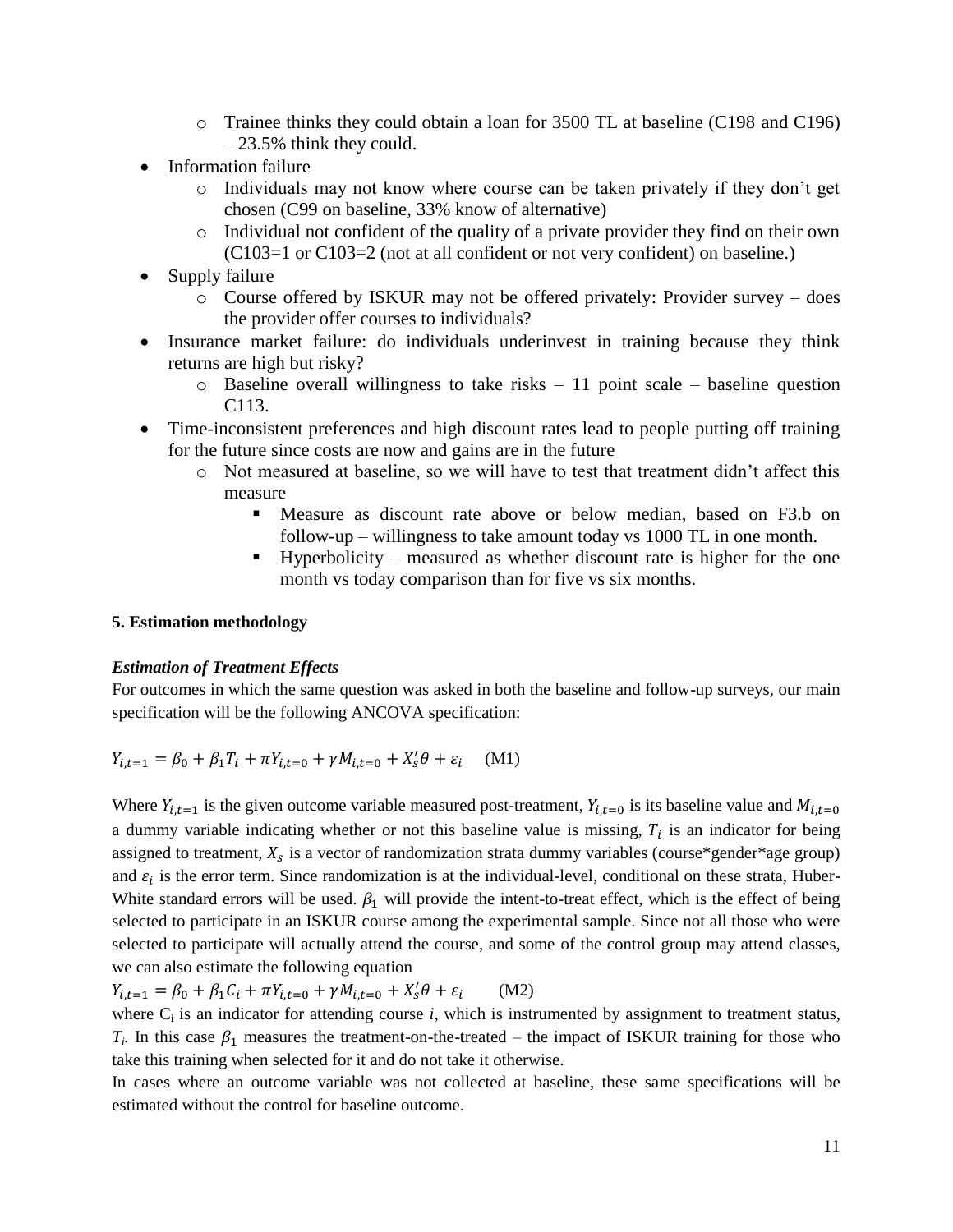- Trainee thinks they could obtain a loan for 3500 TL at baseline (C198 and C196) – 23.5% think they could.
- Information failure
  - Individuals may not know where course can be taken privately if they don't get chosen (C99 on baseline, 33% know of alternative)
  - Individual not confident of the quality of a private provider they find on their own (C103=1 or C103=2 (not at all confident or not very confident) on baseline.)
- Supply failure
  - Course offered by ISKUR may not be offered privately: Provider survey – does the provider offer courses to individuals?
- Insurance market failure: do individuals underinvest in training because they think returns are high but risky?
  - Baseline overall willingness to take risks – 11 point scale – baseline question C113.
- Time-inconsistent preferences and high discount rates lead to people putting off training for the future since costs are now and gains are in the future
  - Not measured at baseline, so we will have to test that treatment didn't affect this measure
    - Measure as discount rate above or below median, based on F3.b on follow-up – willingness to take amount today vs 1000 TL in one month.
    - Hyperbolicity – measured as whether discount rate is higher for the one month vs today comparison than for five vs six months.

**5. Estimation methodology**

***Estimation of Treatment Effects***

For outcomes in which the same question was asked in both the baseline and follow-up surveys, our main specification will be the following ANCOVA specification:

$$Y_{i,t=1} = \beta_0 + \beta_1 T_i + \pi Y_{i,t=0} + \gamma M_{i,t=0} + X_s'\theta + \varepsilon_i \quad \text{(M1)}$$

Where $Y_{i,t=1}$ is the given outcome variable measured post-treatment, $Y_{i,t=0}$ is its baseline value and $M_{i,t=0}$ a dummy variable indicating whether or not this baseline value is missing, $T_i$ is an indicator for being assigned to treatment, $X_s$ is a vector of randomization strata dummy variables (course*gender*age group) and $\varepsilon_i$ is the error term. Since randomization is at the individual-level, conditional on these strata, Huber-White standard errors will be used. $\beta_1$ will provide the intent-to-treat effect, which is the effect of being selected to participate in an ISKUR course among the experimental sample. Since not all those who were selected to participate will actually attend the course, and some of the control group may attend classes, we can also estimate the following equation

$$Y_{i,t=1} = \beta_0 + \beta_1 C_i + \pi Y_{i,t=0} + \gamma M_{i,t=0} + X_s'\theta + \varepsilon_i \quad \text{(M2)}$$

where $C_i$ is an indicator for attending course *i*, which is instrumented by assignment to treatment status, $T_i$. In this case $\beta_1$ measures the treatment-on-the-treated – the impact of ISKUR training for those who take this training when selected for it and do not take it otherwise.

In cases where an outcome variable was not collected at baseline, these same specifications will be estimated without the control for baseline outcome.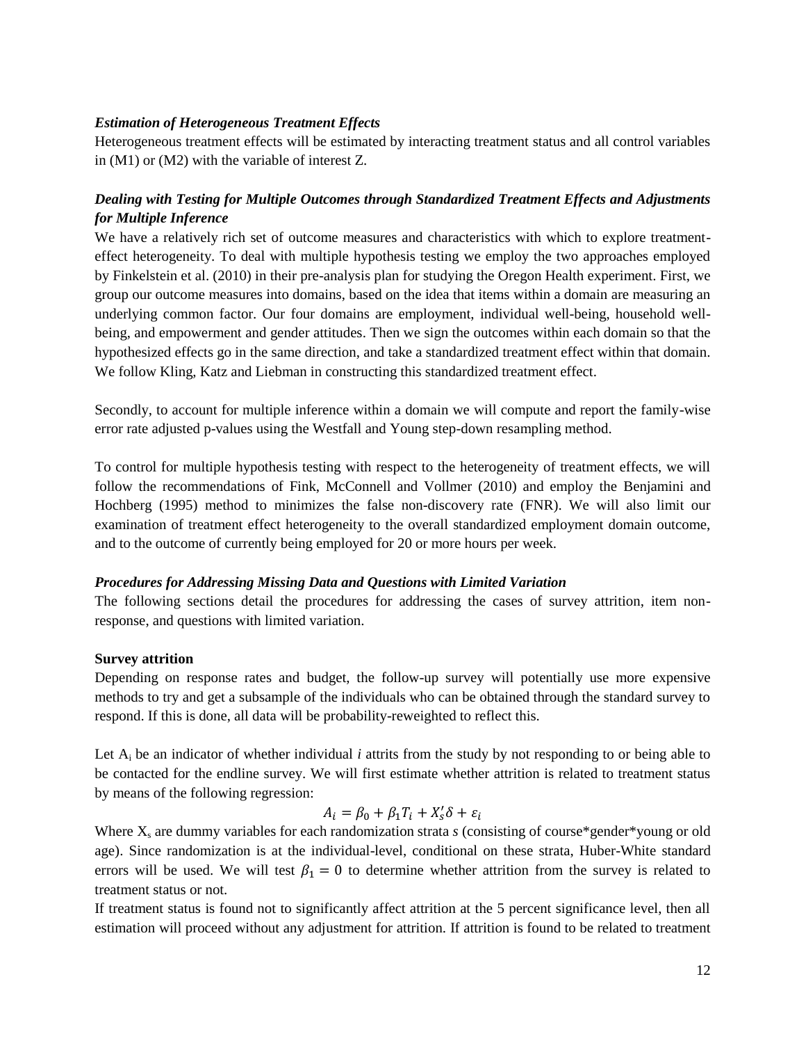***Estimation of Heterogeneous Treatment Effects***

Heterogeneous treatment effects will be estimated by interacting treatment status and all control variables in (M1) or (M2) with the variable of interest Z.

***Dealing with Testing for Multiple Outcomes through Standardized Treatment Effects and Adjustments for Multiple Inference***

We have a relatively rich set of outcome measures and characteristics with which to explore treatment-effect heterogeneity. To deal with multiple hypothesis testing we employ the two approaches employed by Finkelstein et al. (2010) in their pre-analysis plan for studying the Oregon Health experiment. First, we group our outcome measures into domains, based on the idea that items within a domain are measuring an underlying common factor. Our four domains are employment, individual well-being, household well-being, and empowerment and gender attitudes. Then we sign the outcomes within each domain so that the hypothesized effects go in the same direction, and take a standardized treatment effect within that domain. We follow Kling, Katz and Liebman in constructing this standardized treatment effect.

Secondly, to account for multiple inference within a domain we will compute and report the family-wise error rate adjusted p-values using the Westfall and Young step-down resampling method.

To control for multiple hypothesis testing with respect to the heterogeneity of treatment effects, we will follow the recommendations of Fink, McConnell and Vollmer (2010) and employ the Benjamini and Hochberg (1995) method to minimizes the false non-discovery rate (FNR). We will also limit our examination of treatment effect heterogeneity to the overall standardized employment domain outcome, and to the outcome of currently being employed for 20 or more hours per week.

***Procedures for Addressing Missing Data and Questions with Limited Variation***

The following sections detail the procedures for addressing the cases of survey attrition, item non-response, and questions with limited variation.

**Survey attrition**

Depending on response rates and budget, the follow-up survey will potentially use more expensive methods to try and get a subsample of the individuals who can be obtained through the standard survey to respond. If this is done, all data will be probability-reweighted to reflect this.

Let $A_i$ be an indicator of whether individual *i* attrits from the study by not responding to or being able to be contacted for the endline survey. We will first estimate whether attrition is related to treatment status by means of the following regression:

$$A_i = \beta_0 + \beta_1 T_i + X_s'\delta + \varepsilon_i$$

Where $X_s$ are dummy variables for each randomization strata *s* (consisting of course*gender*young or old age). Since randomization is at the individual-level, conditional on these strata, Huber-White standard errors will be used. We will test $\beta_1 = 0$ to determine whether attrition from the survey is related to treatment status or not.

If treatment status is found not to significantly affect attrition at the 5 percent significance level, then all estimation will proceed without any adjustment for attrition. If attrition is found to be related to treatment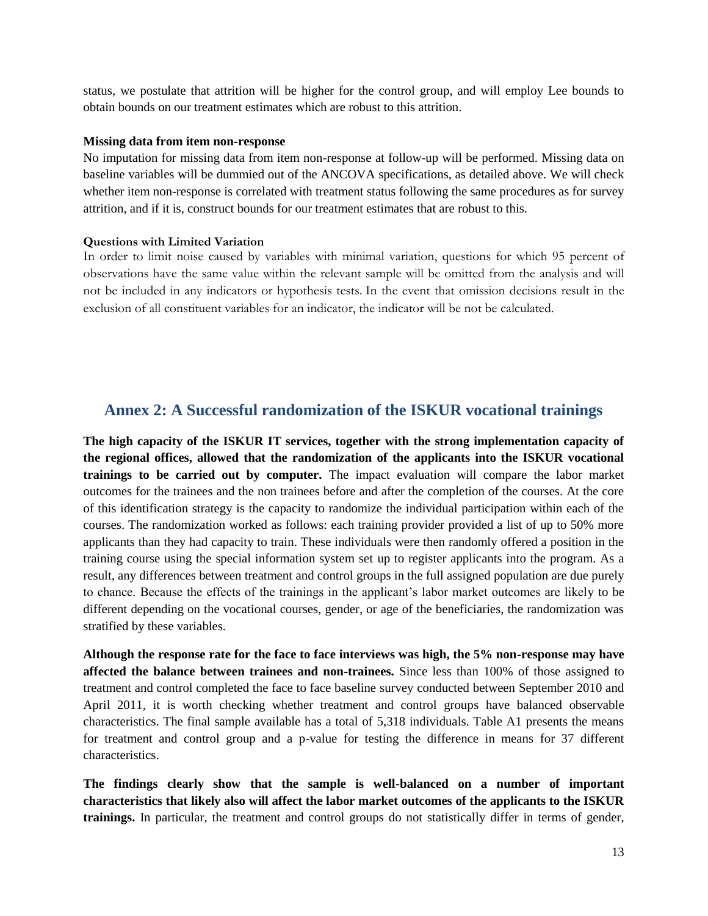status, we postulate that attrition will be higher for the control group, and will employ Lee bounds to obtain bounds on our treatment estimates which are robust to this attrition.

**Missing data from item non-response**

No imputation for missing data from item non-response at follow-up will be performed. Missing data on baseline variables will be dummied out of the ANCOVA specifications, as detailed above. We will check whether item non-response is correlated with treatment status following the same procedures as for survey attrition, and if it is, construct bounds for our treatment estimates that are robust to this.

**Questions with Limited Variation**

In order to limit noise caused by variables with minimal variation, questions for which 95 percent of observations have the same value within the relevant sample will be omitted from the analysis and will not be included in any indicators or hypothesis tests. In the event that omission decisions result in the exclusion of all constituent variables for an indicator, the indicator will be not be calculated.

## Annex 2: A Successful randomization of the ISKUR vocational trainings

**The high capacity of the ISKUR IT services, together with the strong implementation capacity of the regional offices, allowed that the randomization of the applicants into the ISKUR vocational trainings to be carried out by computer.** The impact evaluation will compare the labor market outcomes for the trainees and the non trainees before and after the completion of the courses. At the core of this identification strategy is the capacity to randomize the individual participation within each of the courses. The randomization worked as follows: each training provider provided a list of up to 50% more applicants than they had capacity to train. These individuals were then randomly offered a position in the training course using the special information system set up to register applicants into the program. As a result, any differences between treatment and control groups in the full assigned population are due purely to chance. Because the effects of the trainings in the applicant's labor market outcomes are likely to be different depending on the vocational courses, gender, or age of the beneficiaries, the randomization was stratified by these variables.

**Although the response rate for the face to face interviews was high, the 5% non-response may have affected the balance between trainees and non-trainees.** Since less than 100% of those assigned to treatment and control completed the face to face baseline survey conducted between September 2010 and April 2011, it is worth checking whether treatment and control groups have balanced observable characteristics. The final sample available has a total of 5,318 individuals. Table A1 presents the means for treatment and control group and a p-value for testing the difference in means for 37 different characteristics.

**The findings clearly show that the sample is well-balanced on a number of important characteristics that likely also will affect the labor market outcomes of the applicants to the ISKUR trainings.** In particular, the treatment and control groups do not statistically differ in terms of gender,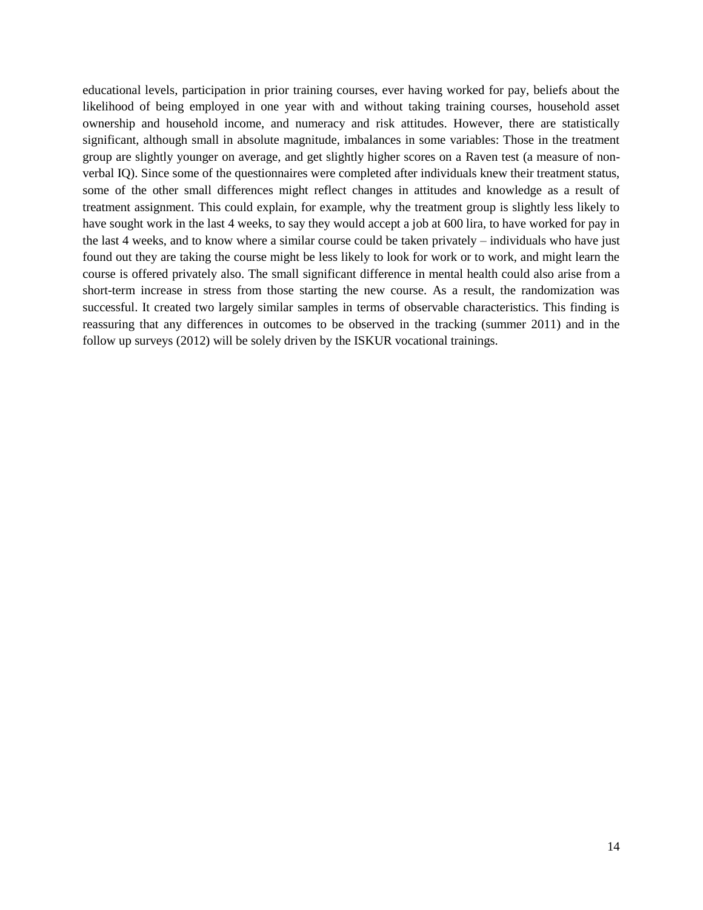educational levels, participation in prior training courses, ever having worked for pay, beliefs about the likelihood of being employed in one year with and without taking training courses, household asset ownership and household income, and numeracy and risk attitudes. However, there are statistically significant, although small in absolute magnitude, imbalances in some variables: Those in the treatment group are slightly younger on average, and get slightly higher scores on a Raven test (a measure of non-verbal IQ). Since some of the questionnaires were completed after individuals knew their treatment status, some of the other small differences might reflect changes in attitudes and knowledge as a result of treatment assignment. This could explain, for example, why the treatment group is slightly less likely to have sought work in the last 4 weeks, to say they would accept a job at 600 lira, to have worked for pay in the last 4 weeks, and to know where a similar course could be taken privately – individuals who have just found out they are taking the course might be less likely to look for work or to work, and might learn the course is offered privately also. The small significant difference in mental health could also arise from a short-term increase in stress from those starting the new course. As a result, the randomization was successful. It created two largely similar samples in terms of observable characteristics. This finding is reassuring that any differences in outcomes to be observed in the tracking (summer 2011) and in the follow up surveys (2012) will be solely driven by the ISKUR vocational trainings.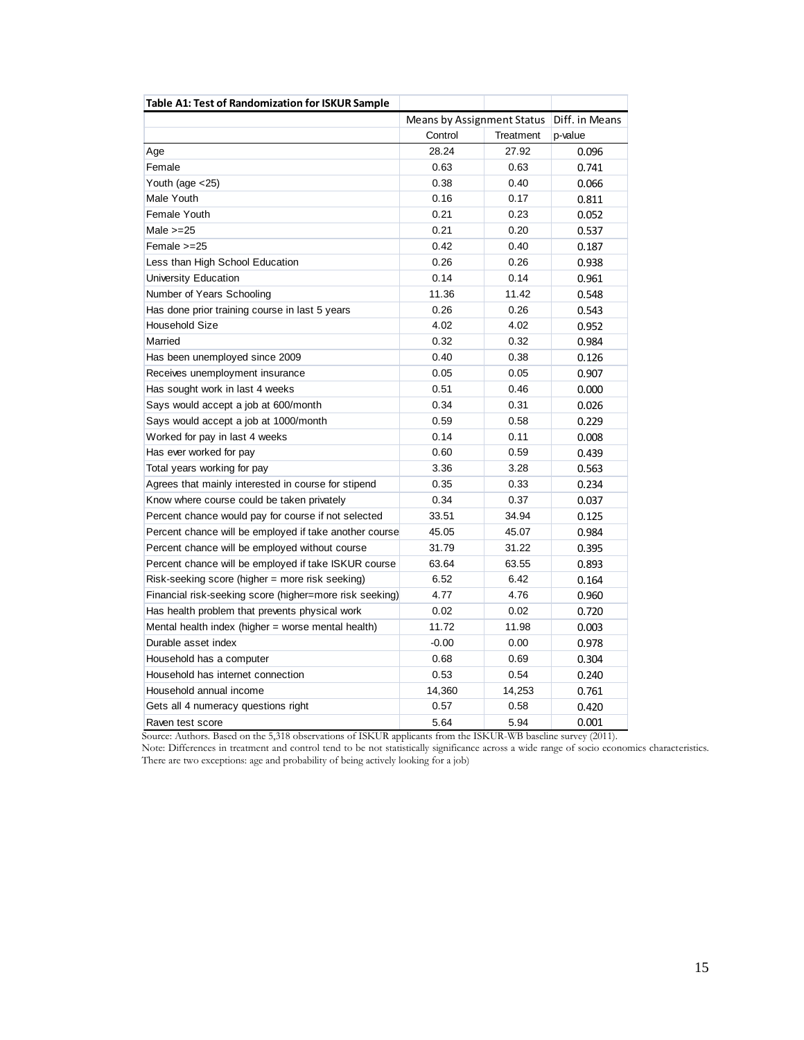| Table A1: Test of Randomization for ISKUR Sample | | | |
|---|---|---|---|
| | Means by Assignment Status | | Diff. in Means |
| | Control | Treatment | p-value |
| Age | 28.24 | 27.92 | 0.096 |
| Female | 0.63 | 0.63 | 0.741 |
| Youth (age <25) | 0.38 | 0.40 | 0.066 |
| Male Youth | 0.16 | 0.17 | 0.811 |
| Female Youth | 0.21 | 0.23 | 0.052 |
| Male >=25 | 0.21 | 0.20 | 0.537 |
| Female >=25 | 0.42 | 0.40 | 0.187 |
| Less than High School Education | 0.26 | 0.26 | 0.938 |
| University Education | 0.14 | 0.14 | 0.961 |
| Number of Years Schooling | 11.36 | 11.42 | 0.548 |
| Has done prior training course in last 5 years | 0.26 | 0.26 | 0.543 |
| Household Size | 4.02 | 4.02 | 0.952 |
| Married | 0.32 | 0.32 | 0.984 |
| Has been unemployed since 2009 | 0.40 | 0.38 | 0.126 |
| Receives unemployment insurance | 0.05 | 0.05 | 0.907 |
| Has sought work in last 4 weeks | 0.51 | 0.46 | 0.000 |
| Says would accept a job at 600/month | 0.34 | 0.31 | 0.026 |
| Says would accept a job at 1000/month | 0.59 | 0.58 | 0.229 |
| Worked for pay in last 4 weeks | 0.14 | 0.11 | 0.008 |
| Has ever worked for pay | 0.60 | 0.59 | 0.439 |
| Total years working for pay | 3.36 | 3.28 | 0.563 |
| Agrees that mainly interested in course for stipend | 0.35 | 0.33 | 0.234 |
| Know where course could be taken privately | 0.34 | 0.37 | 0.037 |
| Percent chance would pay for course if not selected | 33.51 | 34.94 | 0.125 |
| Percent chance will be employed if take another course | 45.05 | 45.07 | 0.984 |
| Percent chance will be employed without course | 31.79 | 31.22 | 0.395 |
| Percent chance will be employed if take ISKUR course | 63.64 | 63.55 | 0.893 |
| Risk-seeking score (higher = more risk seeking) | 6.52 | 6.42 | 0.164 |
| Financial risk-seeking score (higher=more risk seeking) | 4.77 | 4.76 | 0.960 |
| Has health problem that prevents physical work | 0.02 | 0.02 | 0.720 |
| Mental health index (higher = worse mental health) | 11.72 | 11.98 | 0.003 |
| Durable asset index | -0.00 | 0.00 | 0.978 |
| Household has a computer | 0.68 | 0.69 | 0.304 |
| Household has internet connection | 0.53 | 0.54 | 0.240 |
| Household annual income | 14,360 | 14,253 | 0.761 |
| Gets all 4 numeracy questions right | 0.57 | 0.58 | 0.420 |
| Raven test score | 5.64 | 5.94 | 0.001 |

Source: Authors. Based on the 5,318 observations of ISKUR applicants from the ISKUR-WB baseline survey (2011).
Note: Differences in treatment and control tend to be not statistically significance across a wide range of socio economics characteristics. There are two exceptions: age and probability of being actively looking for a job)